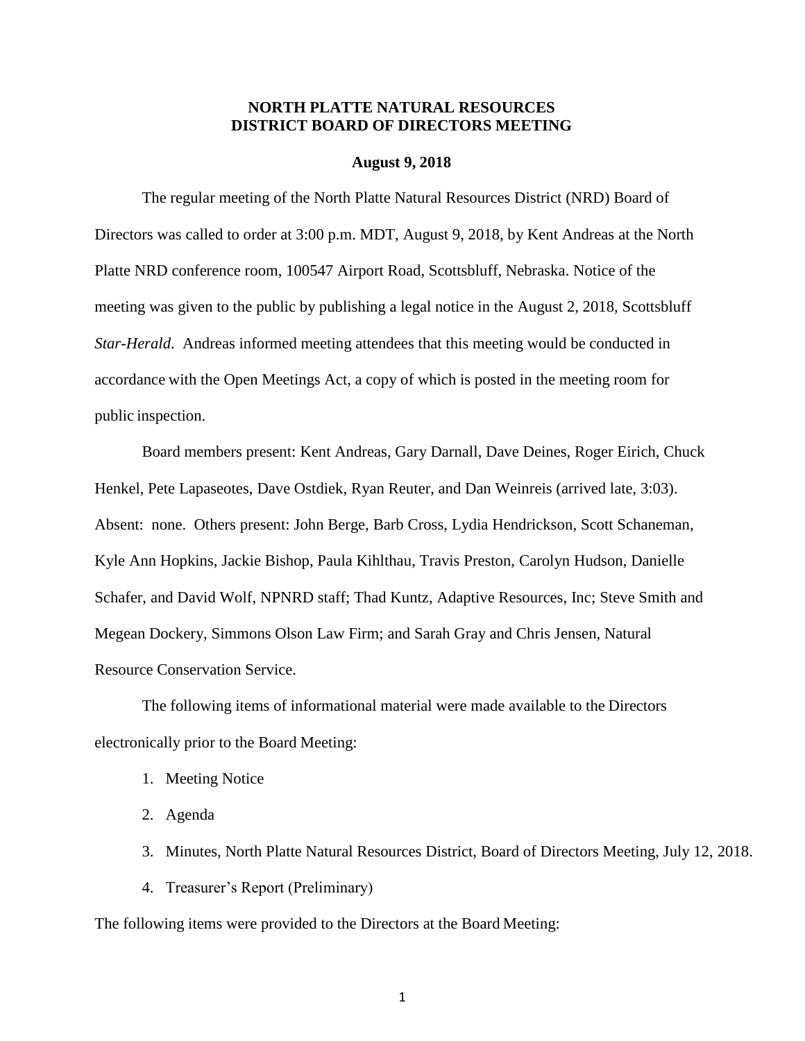# NORTH PLATTE NATURAL RESOURCES DISTRICT BOARD OF DIRECTORS MEETING

**August 9, 2018**

The regular meeting of the North Platte Natural Resources District (NRD) Board of Directors was called to order at 3:00 p.m. MDT, August 9, 2018, by Kent Andreas at the North Platte NRD conference room, 100547 Airport Road, Scottsbluff, Nebraska. Notice of the meeting was given to the public by publishing a legal notice in the August 2, 2018, Scottsbluff *Star-Herald*. Andreas informed meeting attendees that this meeting would be conducted in accordance with the Open Meetings Act, a copy of which is posted in the meeting room for public inspection.

Board members present: Kent Andreas, Gary Darnall, Dave Deines, Roger Eirich, Chuck Henkel, Pete Lapaseotes, Dave Ostdiek, Ryan Reuter, and Dan Weinreis (arrived late, 3:03). Absent: none. Others present: John Berge, Barb Cross, Lydia Hendrickson, Scott Schaneman, Kyle Ann Hopkins, Jackie Bishop, Paula Kihlthau, Travis Preston, Carolyn Hudson, Danielle Schafer, and David Wolf, NPNRD staff; Thad Kuntz, Adaptive Resources, Inc; Steve Smith and Megean Dockery, Simmons Olson Law Firm; and Sarah Gray and Chris Jensen, Natural Resource Conservation Service.

The following items of informational material were made available to the Directors electronically prior to the Board Meeting:

1. Meeting Notice
2. Agenda
3. Minutes, North Platte Natural Resources District, Board of Directors Meeting, July 12, 2018.
4. Treasurer's Report (Preliminary)

The following items were provided to the Directors at the Board Meeting: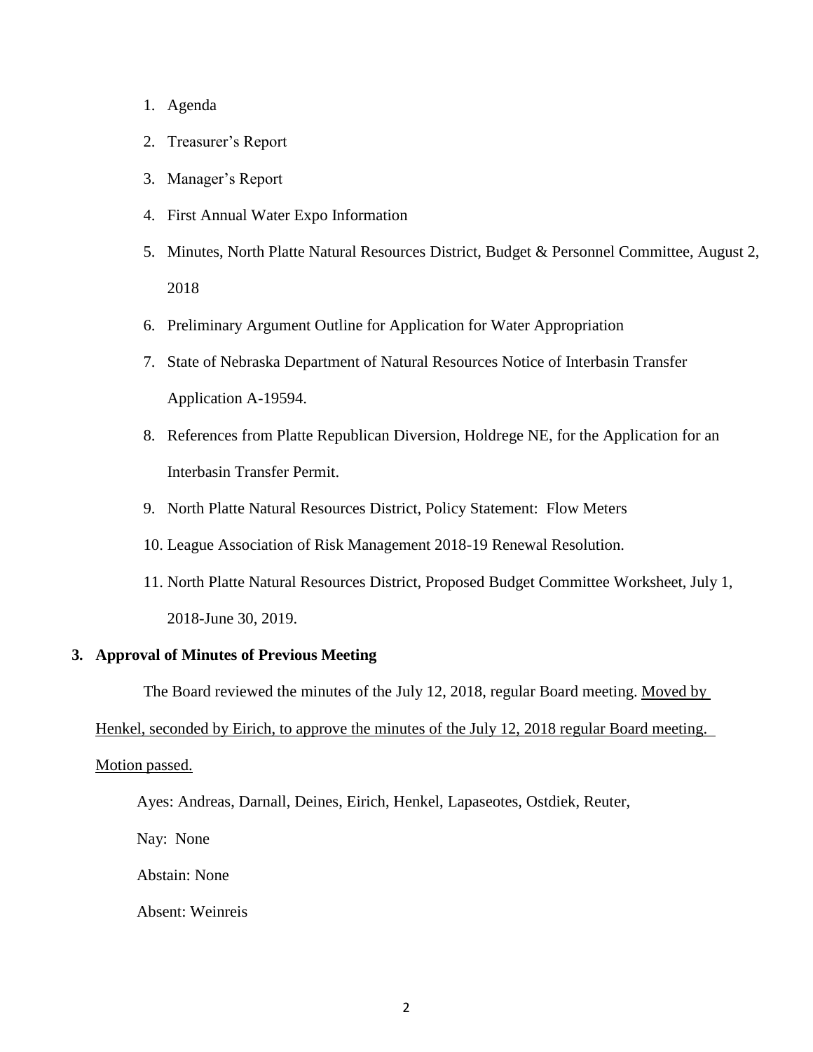1. Agenda
2. Treasurer's Report
3. Manager's Report
4. First Annual Water Expo Information
5. Minutes, North Platte Natural Resources District, Budget & Personnel Committee, August 2, 2018
6. Preliminary Argument Outline for Application for Water Appropriation
7. State of Nebraska Department of Natural Resources Notice of Interbasin Transfer Application A-19594.
8. References from Platte Republican Diversion, Holdrege NE, for the Application for an Interbasin Transfer Permit.
9. North Platte Natural Resources District, Policy Statement: Flow Meters
10. League Association of Risk Management 2018-19 Renewal Resolution.
11. North Platte Natural Resources District, Proposed Budget Committee Worksheet, July 1, 2018-June 30, 2019.

**3. Approval of Minutes of Previous Meeting**

The Board reviewed the minutes of the July 12, 2018, regular Board meeting. Moved by Henkel, seconded by Eirich, to approve the minutes of the July 12, 2018 regular Board meeting. Motion passed.

Ayes: Andreas, Darnall, Deines, Eirich, Henkel, Lapaseotes, Ostdiek, Reuter,

Nay: None

Abstain: None

Absent: Weinreis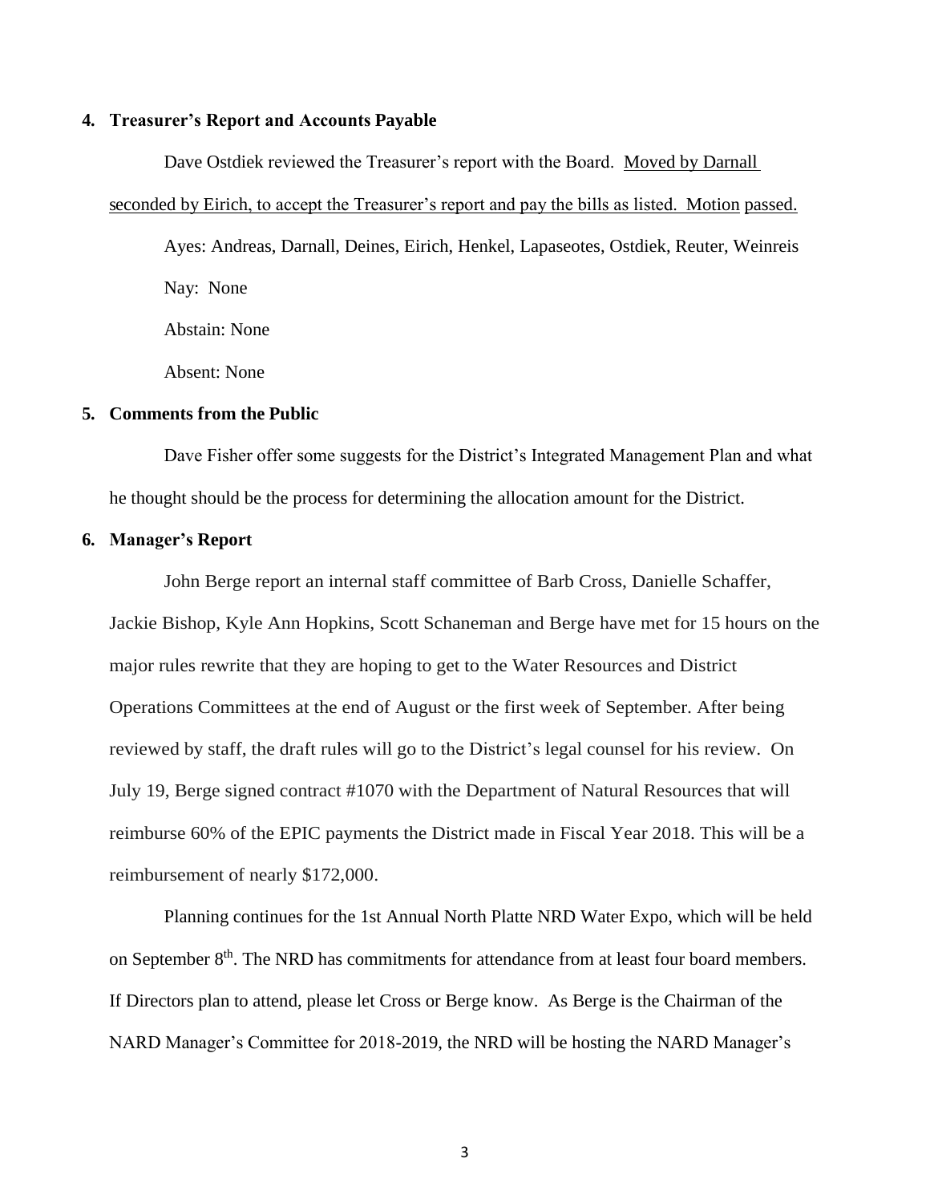## 4. Treasurer's Report and Accounts Payable

Dave Ostdiek reviewed the Treasurer's report with the Board. Moved by Darnall seconded by Eirich, to accept the Treasurer's report and pay the bills as listed. Motion passed.

Ayes: Andreas, Darnall, Deines, Eirich, Henkel, Lapaseotes, Ostdiek, Reuter, Weinreis

Nay: None

Abstain: None

Absent: None

## 5. Comments from the Public

Dave Fisher offer some suggests for the District's Integrated Management Plan and what he thought should be the process for determining the allocation amount for the District.

## 6. Manager's Report

John Berge report an internal staff committee of Barb Cross, Danielle Schaffer, Jackie Bishop, Kyle Ann Hopkins, Scott Schaneman and Berge have met for 15 hours on the major rules rewrite that they are hoping to get to the Water Resources and District Operations Committees at the end of August or the first week of September. After being reviewed by staff, the draft rules will go to the District's legal counsel for his review. On July 19, Berge signed contract #1070 with the Department of Natural Resources that will reimburse 60% of the EPIC payments the District made in Fiscal Year 2018. This will be a reimbursement of nearly $172,000.

Planning continues for the 1st Annual North Platte NRD Water Expo, which will be held on September 8th. The NRD has commitments for attendance from at least four board members. If Directors plan to attend, please let Cross or Berge know. As Berge is the Chairman of the NARD Manager's Committee for 2018-2019, the NRD will be hosting the NARD Manager's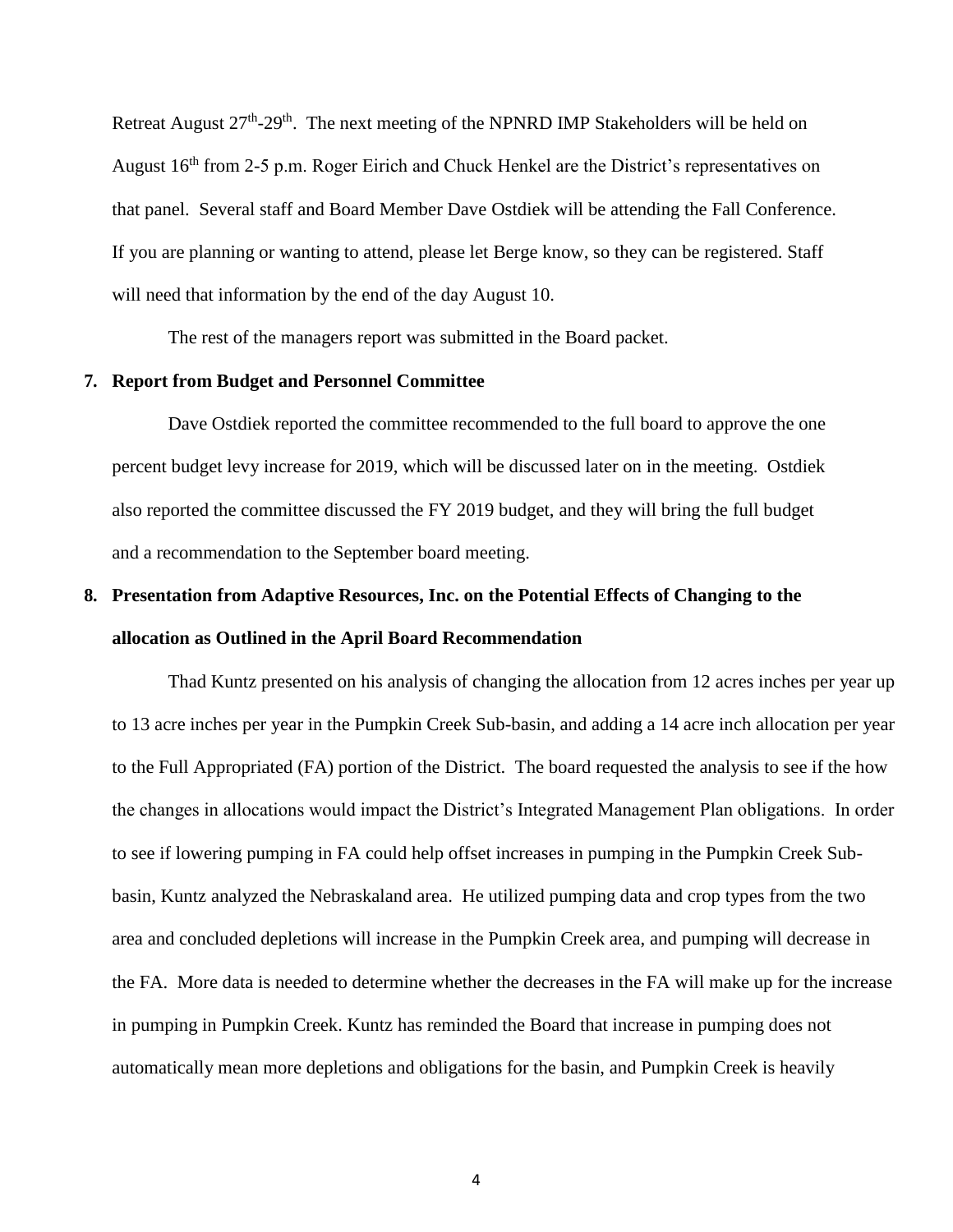Retreat August 27th-29th. The next meeting of the NPNRD IMP Stakeholders will be held on August 16th from 2-5 p.m. Roger Eirich and Chuck Henkel are the District's representatives on that panel. Several staff and Board Member Dave Ostdiek will be attending the Fall Conference. If you are planning or wanting to attend, please let Berge know, so they can be registered. Staff will need that information by the end of the day August 10.

The rest of the managers report was submitted in the Board packet.

**7. Report from Budget and Personnel Committee**

Dave Ostdiek reported the committee recommended to the full board to approve the one percent budget levy increase for 2019, which will be discussed later on in the meeting. Ostdiek also reported the committee discussed the FY 2019 budget, and they will bring the full budget and a recommendation to the September board meeting.

**8. Presentation from Adaptive Resources, Inc. on the Potential Effects of Changing to the allocation as Outlined in the April Board Recommendation**

Thad Kuntz presented on his analysis of changing the allocation from 12 acres inches per year up to 13 acre inches per year in the Pumpkin Creek Sub-basin, and adding a 14 acre inch allocation per year to the Full Appropriated (FA) portion of the District. The board requested the analysis to see if the how the changes in allocations would impact the District's Integrated Management Plan obligations. In order to see if lowering pumping in FA could help offset increases in pumping in the Pumpkin Creek Sub-basin, Kuntz analyzed the Nebraskaland area. He utilized pumping data and crop types from the two area and concluded depletions will increase in the Pumpkin Creek area, and pumping will decrease in the FA. More data is needed to determine whether the decreases in the FA will make up for the increase in pumping in Pumpkin Creek. Kuntz has reminded the Board that increase in pumping does not automatically mean more depletions and obligations for the basin, and Pumpkin Creek is heavily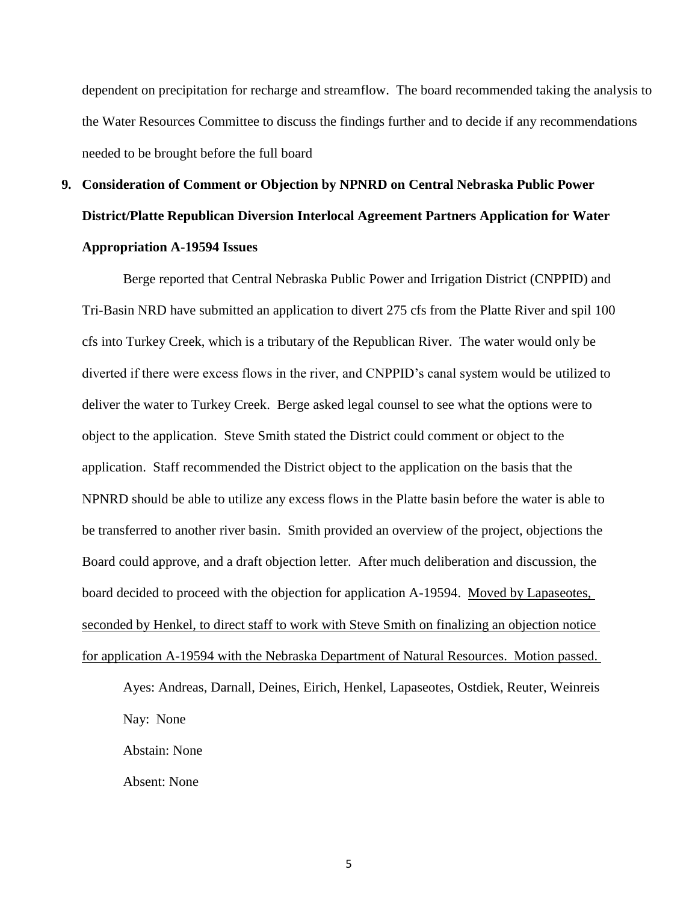dependent on precipitation for recharge and streamflow. The board recommended taking the analysis to the Water Resources Committee to discuss the findings further and to decide if any recommendations needed to be brought before the full board

**9. Consideration of Comment or Objection by NPNRD on Central Nebraska Public Power District/Platte Republican Diversion Interlocal Agreement Partners Application for Water Appropriation A-19594 Issues**

Berge reported that Central Nebraska Public Power and Irrigation District (CNPPID) and Tri-Basin NRD have submitted an application to divert 275 cfs from the Platte River and spil 100 cfs into Turkey Creek, which is a tributary of the Republican River. The water would only be diverted if there were excess flows in the river, and CNPPID's canal system would be utilized to deliver the water to Turkey Creek. Berge asked legal counsel to see what the options were to object to the application. Steve Smith stated the District could comment or object to the application. Staff recommended the District object to the application on the basis that the NPNRD should be able to utilize any excess flows in the Platte basin before the water is able to be transferred to another river basin. Smith provided an overview of the project, objections the Board could approve, and a draft objection letter. After much deliberation and discussion, the board decided to proceed with the objection for application A-19594. Moved by Lapaseotes, seconded by Henkel, to direct staff to work with Steve Smith on finalizing an objection notice for application A-19594 with the Nebraska Department of Natural Resources. Motion passed.

Ayes: Andreas, Darnall, Deines, Eirich, Henkel, Lapaseotes, Ostdiek, Reuter, Weinreis

Nay: None

Abstain: None

Absent: None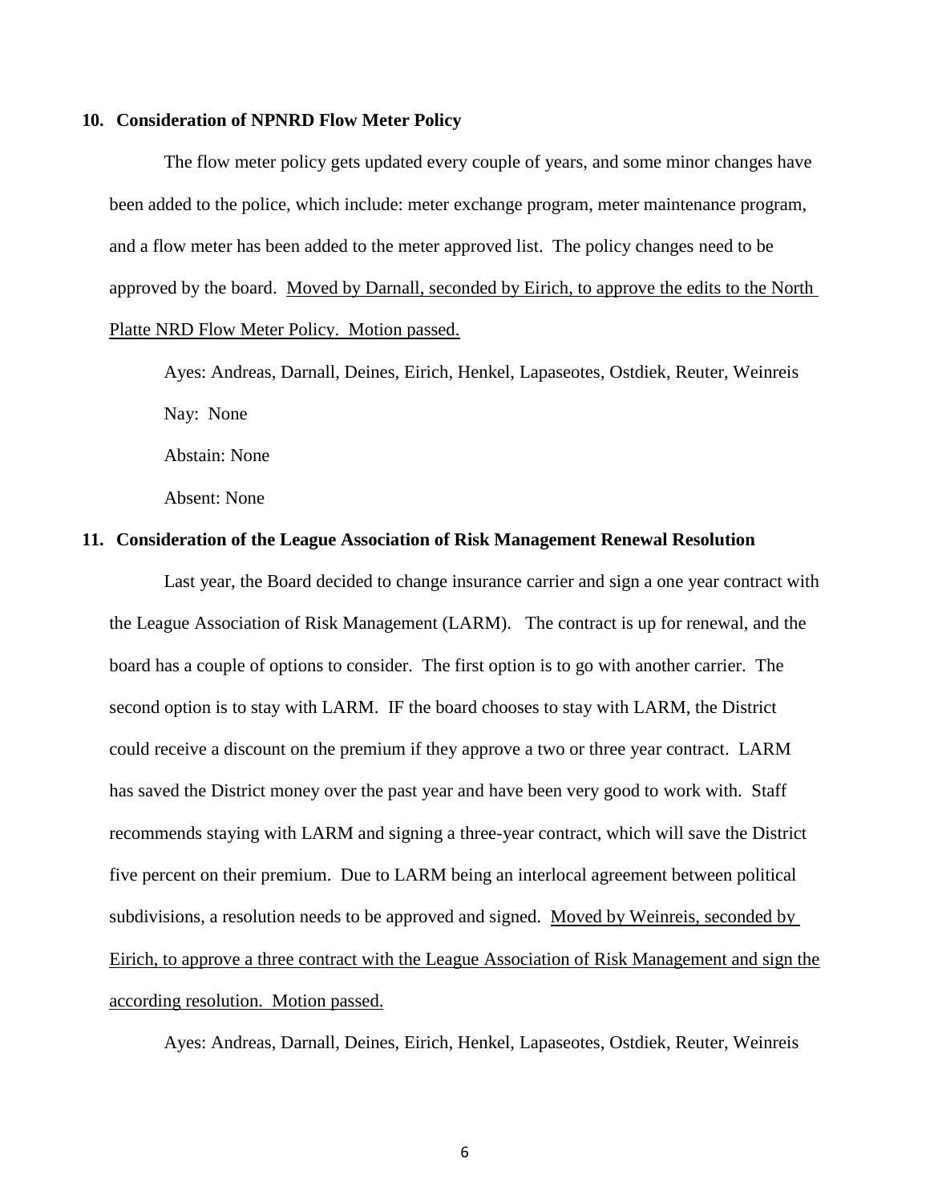**10. Consideration of NPNRD Flow Meter Policy**

The flow meter policy gets updated every couple of years, and some minor changes have been added to the police, which include: meter exchange program, meter maintenance program, and a flow meter has been added to the meter approved list. The policy changes need to be approved by the board. <u>Moved by Darnall, seconded by Eirich, to approve the edits to the North Platte NRD Flow Meter Policy. Motion passed.</u>

Ayes: Andreas, Darnall, Deines, Eirich, Henkel, Lapaseotes, Ostdiek, Reuter, Weinreis

Nay: None

Abstain: None

Absent: None

**11. Consideration of the League Association of Risk Management Renewal Resolution**

Last year, the Board decided to change insurance carrier and sign a one year contract with the League Association of Risk Management (LARM). The contract is up for renewal, and the board has a couple of options to consider. The first option is to go with another carrier. The second option is to stay with LARM. IF the board chooses to stay with LARM, the District could receive a discount on the premium if they approve a two or three year contract. LARM has saved the District money over the past year and have been very good to work with. Staff recommends staying with LARM and signing a three-year contract, which will save the District five percent on their premium. Due to LARM being an interlocal agreement between political subdivisions, a resolution needs to be approved and signed. <u>Moved by Weinreis, seconded by Eirich, to approve a three contract with the League Association of Risk Management and sign the according resolution. Motion passed.</u>

Ayes: Andreas, Darnall, Deines, Eirich, Henkel, Lapaseotes, Ostdiek, Reuter, Weinreis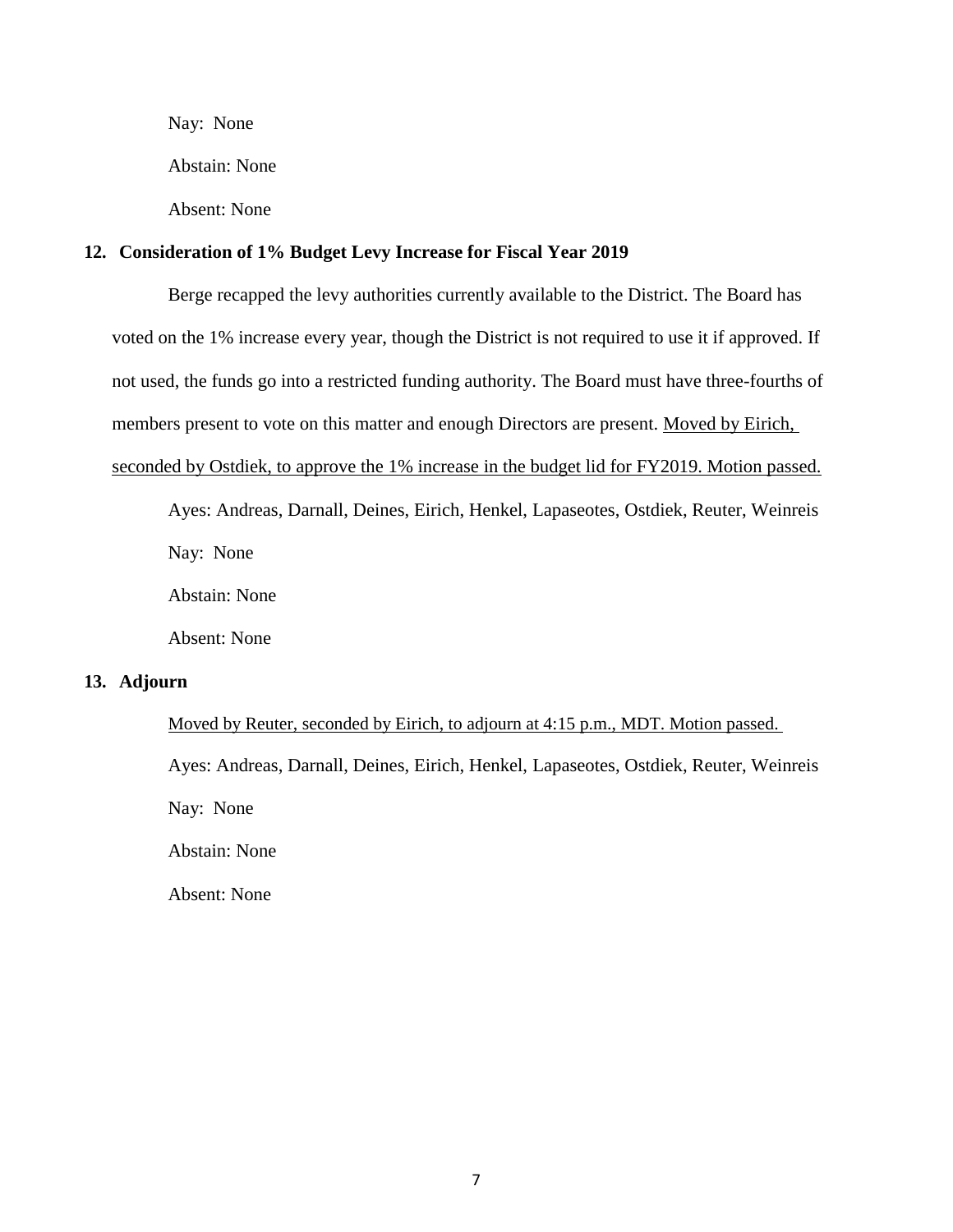Nay: None

Abstain: None

Absent: None

**12. Consideration of 1% Budget Levy Increase for Fiscal Year 2019**

Berge recapped the levy authorities currently available to the District. The Board has voted on the 1% increase every year, though the District is not required to use it if approved. If not used, the funds go into a restricted funding authority. The Board must have three-fourths of members present to vote on this matter and enough Directors are present. <u>Moved by Eirich, seconded by Ostdiek, to approve the 1% increase in the budget lid for FY2019. Motion passed.</u>

Ayes: Andreas, Darnall, Deines, Eirich, Henkel, Lapaseotes, Ostdiek, Reuter, Weinreis

Nay: None

Abstain: None

Absent: None

**13. Adjourn**

<u>Moved by Reuter, seconded by Eirich, to adjourn at 4:15 p.m., MDT. Motion passed.</u>

Ayes: Andreas, Darnall, Deines, Eirich, Henkel, Lapaseotes, Ostdiek, Reuter, Weinreis

Nay: None

Abstain: None

Absent: None